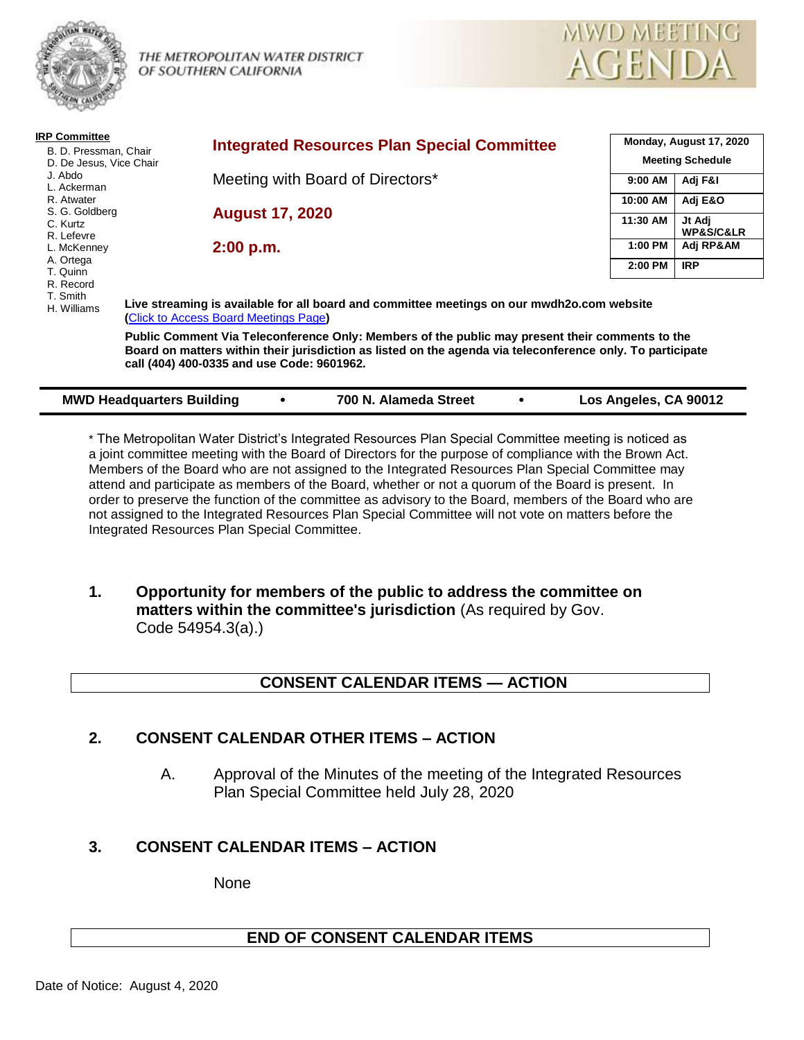THE METROPOLITAN WATER DISTRICT OF SOUTHERN CALIFORNIA

# MWD MEETING AGENDA

**IRP Committee**
- B. D. Pressman, Chair
- D. De Jesus, Vice Chair
- J. Abdo
- L. Ackerman
- R. Atwater
- S. G. Goldberg
- C. Kurtz
- R. Lefevre
- L. McKenney
- A. Ortega
- T. Quinn
- R. Record
- T. Smith
- H. Williams

## Integrated Resources Plan Special Committee

Meeting with Board of Directors*

**August 17, 2020**

**2:00 p.m.**

| Monday, August 17, 2020 Meeting Schedule | |
|---|---|
| 9:00 AM | Adj F&I |
| 10:00 AM | Adj E&O |
| 11:30 AM | Jt Adj WP&S/C&LR |
| 1:00 PM | Adj RP&AM |
| 2:00 PM | IRP |

**Live streaming is available for all board and committee meetings on our mwdh2o.com website (Click to Access Board Meetings Page)**

**Public Comment Via Teleconference Only: Members of the public may present their comments to the Board on matters within their jurisdiction as listed on the agenda via teleconference only. To participate call (404) 400-0335 and use Code: 9601962.**

**MWD Headquarters Building • 700 N. Alameda Street • Los Angeles, CA 90012**

* The Metropolitan Water District's Integrated Resources Plan Special Committee meeting is noticed as a joint committee meeting with the Board of Directors for the purpose of compliance with the Brown Act. Members of the Board who are not assigned to the Integrated Resources Plan Special Committee may attend and participate as members of the Board, whether or not a quorum of the Board is present. In order to preserve the function of the committee as advisory to the Board, members of the Board who are not assigned to the Integrated Resources Plan Special Committee will not vote on matters before the Integrated Resources Plan Special Committee.

**1. Opportunity for members of the public to address the committee on matters within the committee's jurisdiction** (As required by Gov. Code 54954.3(a).)

### CONSENT CALENDAR ITEMS — ACTION

### 2. CONSENT CALENDAR OTHER ITEMS – ACTION

A. Approval of the Minutes of the meeting of the Integrated Resources Plan Special Committee held July 28, 2020

### 3. CONSENT CALENDAR ITEMS – ACTION

None

### END OF CONSENT CALENDAR ITEMS

Date of Notice: August 4, 2020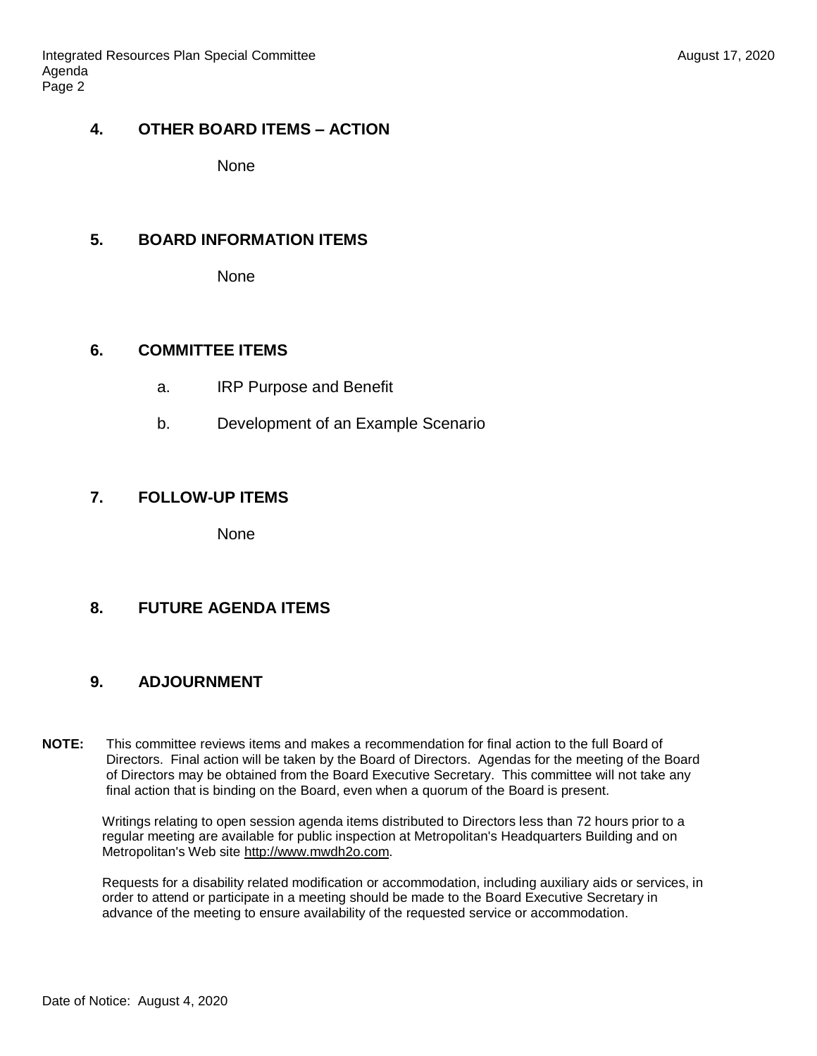## 4. OTHER BOARD ITEMS – ACTION

None

## 5. BOARD INFORMATION ITEMS

None

## 6. COMMITTEE ITEMS

a. IRP Purpose and Benefit

b. Development of an Example Scenario

## 7. FOLLOW-UP ITEMS

None

## 8. FUTURE AGENDA ITEMS

## 9. ADJOURNMENT

**NOTE:** This committee reviews items and makes a recommendation for final action to the full Board of Directors. Final action will be taken by the Board of Directors. Agendas for the meeting of the Board of Directors may be obtained from the Board Executive Secretary. This committee will not take any final action that is binding on the Board, even when a quorum of the Board is present.

Writings relating to open session agenda items distributed to Directors less than 72 hours prior to a regular meeting are available for public inspection at Metropolitan's Headquarters Building and on Metropolitan's Web site http://www.mwdh2o.com.

Requests for a disability related modification or accommodation, including auxiliary aids or services, in order to attend or participate in a meeting should be made to the Board Executive Secretary in advance of the meeting to ensure availability of the requested service or accommodation.

Date of Notice: August 4, 2020